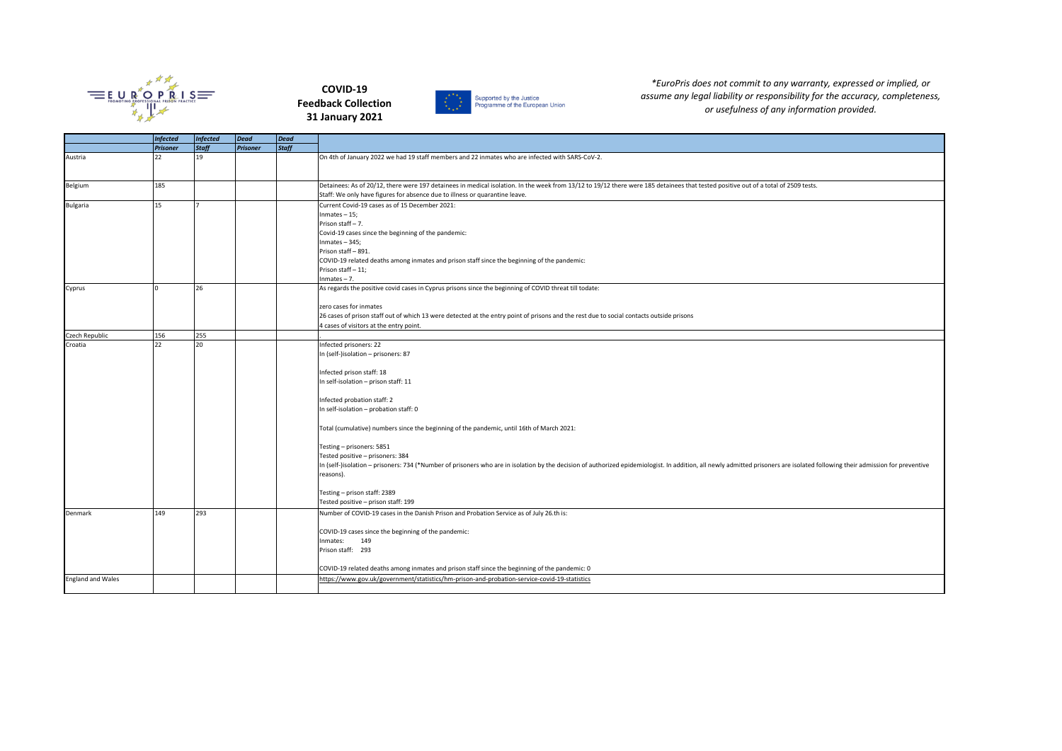**COVID-19**
**Feedback Collection**
**31 January 2021**

Supported by the Justice Programme of the European Union

*\*EuroPris does not commit to any warranty, expressed or implied, or assume any legal liability or responsibility for the accuracy, completeness, or usefulness of any information provided.*

| | *Infected Prisoner* | *Infected Staff* | *Dead Prisoner* | *Dead Staff* | |
|---|---|---|---|---|---|
| Austria | 22 | 19 | | | On 4th of January 2022 we had 19 staff members and 22 inmates who are infected with SARS-CoV-2. |
| Belgium | 185 | | | | Detainees: As of 20/12, there were 197 detainees in medical isolation. In the week from 13/12 to 19/12 there were 185 detainees that tested positive out of a total of 2509 tests.<br>Staff: We only have figures for absence due to illness or quarantine leave. |
| Bulgaria | 15 | 7 | | | Current Covid-19 cases as of 15 December 2021:<br>Inmates – 15;<br>Prison staff – 7.<br>Covid-19 cases since the beginning of the pandemic:<br>Inmates – 345;<br>Prison staff – 891.<br>COVID-19 related deaths among inmates and prison staff since the beginning of the pandemic:<br>Prison staff – 11;<br>Inmates – 7. |
| Cyprus | 0 | 26 | | | As regards the positive covid cases in Cyprus prisons since the beginning of COVID threat till todate:<br><br>zero cases for inmates<br>26 cases of prison staff out of which 13 were detected at the entry point of prisons and the rest due to social contacts outside prisons<br>4 cases of visitors at the entry point. |
| Czech Republic | 156 | 255 | | | . |
| Croatia | 22 | 20 | | | Infected prisoners: 22<br>In (self-)isolation – prisoners: 87<br><br>Infected prison staff: 18<br>In self-isolation – prison staff: 11<br><br>Infected probation staff: 2<br>In self-isolation – probation staff: 0<br><br>Total (cumulative) numbers since the beginning of the pandemic, until 16th of March 2021:<br><br>Testing – prisoners: 5851<br>Tested positive – prisoners: 384<br>In (self-)isolation – prisoners: 734 (\*Number of prisoners who are in isolation by the decision of authorized epidemiologist. In addition, all newly admitted prisoners are isolated following their admission for preventive reasons).<br><br>Testing – prison staff: 2389<br>Tested positive – prison staff: 199 |
| Denmark | 149 | 293 | | | Number of COVID-19 cases in the Danish Prison and Probation Service as of July 26.th is:<br><br>COVID-19 cases since the beginning of the pandemic:<br>Inmates: 149<br>Prison staff: 293<br><br>COVID-19 related deaths among inmates and prison staff since the beginning of the pandemic: 0 |
| England and Wales | | | | | https://www.gov.uk/government/statistics/hm-prison-and-probation-service-covid-19-statistics |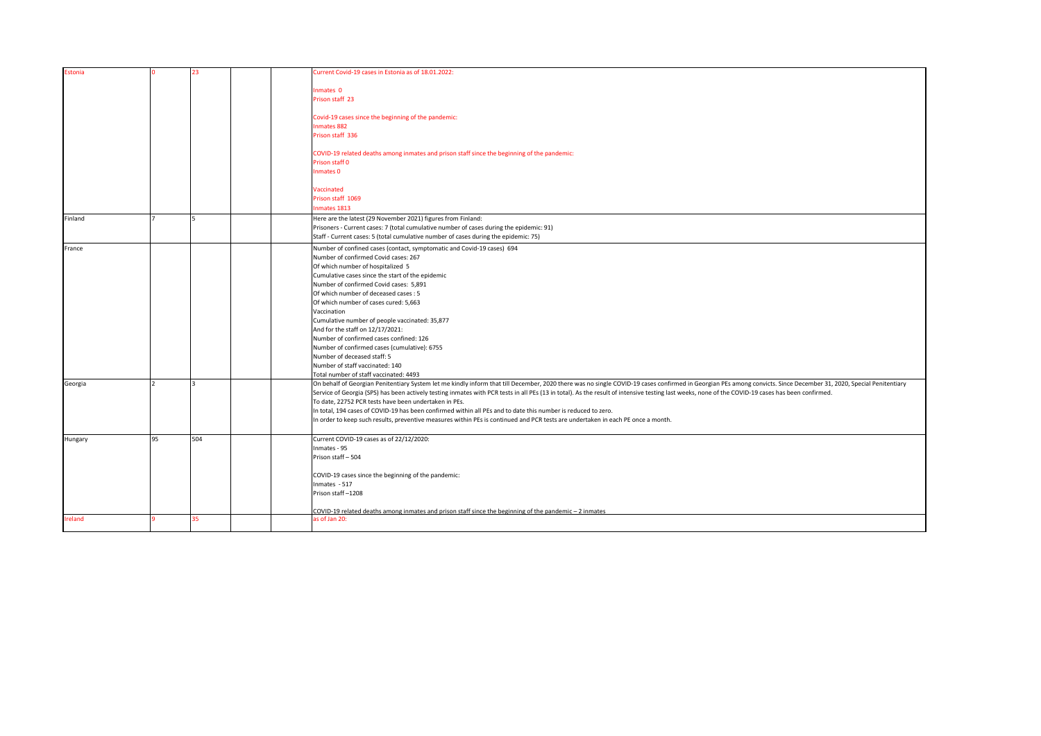| | | | | | |
|---|---|---|---|---|---|
| Estonia | 0 | 23 | | | Current Covid-19 cases in Estonia as of 18.01.2022:<br><br>Inmates 0<br>Prison staff 23<br><br>Covid-19 cases since the beginning of the pandemic:<br>Inmates 882<br>Prison staff 336<br><br>COVID-19 related deaths among inmates and prison staff since the beginning of the pandemic:<br>Prison staff 0<br>Inmates 0<br><br>Vaccinated<br>Prison staff 1069<br>Inmates 1813 |
| Finland | 7 | 5 | | | Here are the latest (29 November 2021) figures from Finland:<br>Prisoners - Current cases: 7 (total cumulative number of cases during the epidemic: 91)<br>Staff - Current cases: 5 (total cumulative number of cases during the epidemic: 75) |
| France | | | | | Number of confined cases (contact, symptomatic and Covid-19 cases) 694<br>Number of confirmed Covid cases: 267<br>Of which number of hospitalized 5<br>Cumulative cases since the start of the epidemic<br>Number of confirmed Covid cases: 5,891<br>Of which number of deceased cases : 5<br>Of which number of cases cured: 5,663<br>Vaccination<br>Cumulative number of people vaccinated: 35,877<br>And for the staff on 12/17/2021:<br>Number of confirmed cases confined: 126<br>Number of confirmed cases (cumulative): 6755<br>Number of deceased staff: 5<br>Number of staff vaccinated: 140<br>Total number of staff vaccinated: 4493 |
| Georgia | 2 | 3 | | | On behalf of Georgian Penitentiary System let me kindly inform that till December, 2020 there was no single COVID-19 cases confirmed in Georgian PEs among convicts. Since December 31, 2020, Special Penitentiary Service of Georgia (SPS) has been actively testing inmates with PCR tests in all PEs (13 in total). As the result of intensive testing last weeks, none of the COVID-19 cases has been confirmed.<br>To date, 22752 PCR tests have been undertaken in PEs.<br>In total, 194 cases of COVID-19 has been confirmed within all PEs and to date this number is reduced to zero.<br>In order to keep such results, preventive measures within PEs is continued and PCR tests are undertaken in each PE once a month. |
| Hungary | 95 | 504 | | | Current COVID-19 cases as of 22/12/2020:<br>Inmates - 95<br>Prison staff – 504<br><br>COVID-19 cases since the beginning of the pandemic:<br>Inmates - 517<br>Prison staff –1208<br><br>COVID-19 related deaths among inmates and prison staff since the beginning of the pandemic – 2 inmates |
| Ireland | 9 | 35 | | | as of Jan 20: |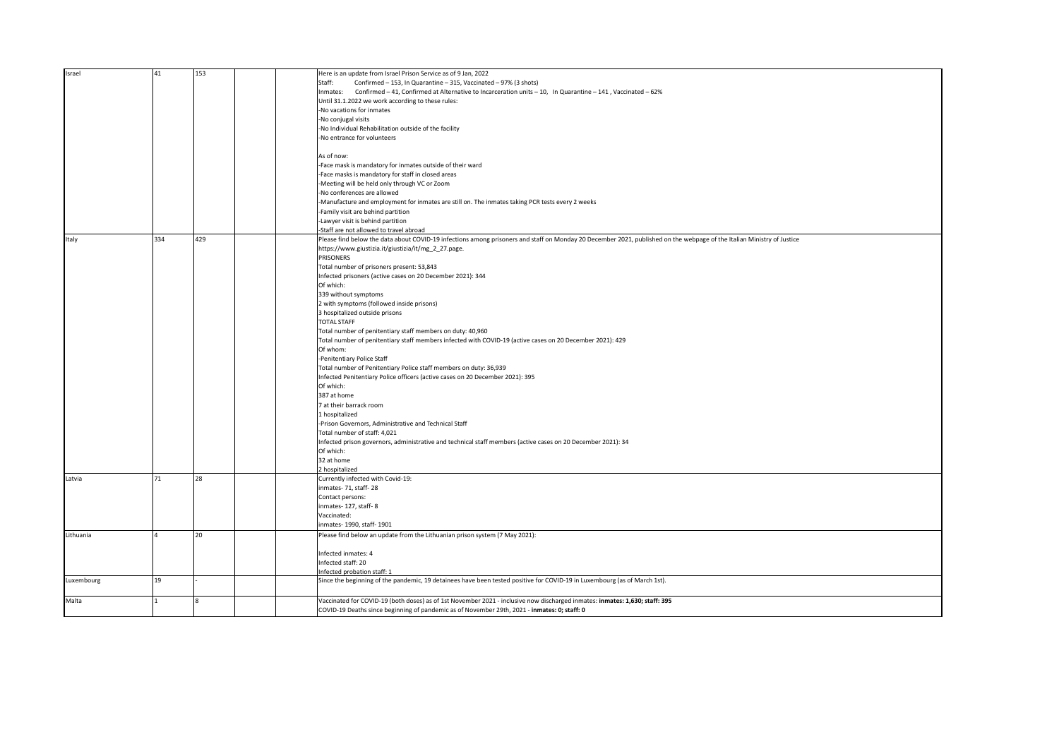| | | | | | |
|---|---|---|---|---|---|
| Israel | 41 | 153 | | | Here is an update from Israel Prison Service as of 9 Jan, 2022<br>Staff: Confirmed – 153, In Quarantine – 315, Vaccinated – 97% (3 shots)<br>Inmates: Confirmed – 41, Confirmed at Alternative to Incarceration units – 10, In Quarantine – 141 , Vaccinated – 62%<br>Until 31.1.2022 we work according to these rules:<br>-No vacations for inmates<br>-No conjugal visits<br>-No Individual Rehabilitation outside of the facility<br>-No entrance for volunteers<br><br>As of now:<br>-Face mask is mandatory for inmates outside of their ward<br>-Face masks is mandatory for staff in closed areas<br>-Meeting will be held only through VC or Zoom<br>-No conferences are allowed<br>-Manufacture and employment for inmates are still on. The inmates taking PCR tests every 2 weeks<br>-Family visit are behind partition<br>-Lawyer visit is behind partition<br>-Staff are not allowed to travel abroad |
| Italy | 334 | 429 | | | Please find below the data about COVID-19 infections among prisoners and staff on Monday 20 December 2021, published on the webpage of the Italian Ministry of Justice<br>https://www.giustizia.it/giustizia/it/mg_2_27.page.<br>PRISONERS<br>Total number of prisoners present: 53,843<br>Infected prisoners (active cases on 20 December 2021): 344<br>Of which:<br>339 without symptoms<br>2 with symptoms (followed inside prisons)<br>3 hospitalized outside prisons<br>TOTAL STAFF<br>Total number of penitentiary staff members on duty: 40,960<br>Total number of penitentiary staff members infected with COVID-19 (active cases on 20 December 2021): 429<br>Of whom:<br>-Penitentiary Police Staff<br>Total number of Penitentiary Police staff members on duty: 36,939<br>Infected Penitentiary Police officers (active cases on 20 December 2021): 395<br>Of which:<br>387 at home<br>7 at their barrack room<br>1 hospitalized<br>-Prison Governors, Administrative and Technical Staff<br>Total number of staff: 4,021<br>Infected prison governors, administrative and technical staff members (active cases on 20 December 2021): 34<br>Of which:<br>32 at home<br>2 hospitalized |
| Latvia | 71 | 28 | | | Currently infected with Covid-19:<br>inmates- 71, staff- 28<br>Contact persons:<br>inmates- 127, staff- 8<br>Vaccinated:<br>inmates- 1990, staff- 1901 |
| Lithuania | 4 | 20 | | | Please find below an update from the Lithuanian prison system (7 May 2021):<br><br>Infected inmates: 4<br>Infected staff: 20<br>Infected probation staff: 1 |
| Luxembourg | 19 | - | | | Since the beginning of the pandemic, 19 detainees have been tested positive for COVID-19 in Luxembourg (as of March 1st). |
| Malta | 1 | 8 | | | Vaccinated for COVID-19 (both doses) as of 1st November 2021 - inclusive now discharged inmates: **inmates: 1,630; staff: 395**<br>COVID-19 Deaths since beginning of pandemic as of November 29th, 2021 - **inmates: 0; staff: 0** |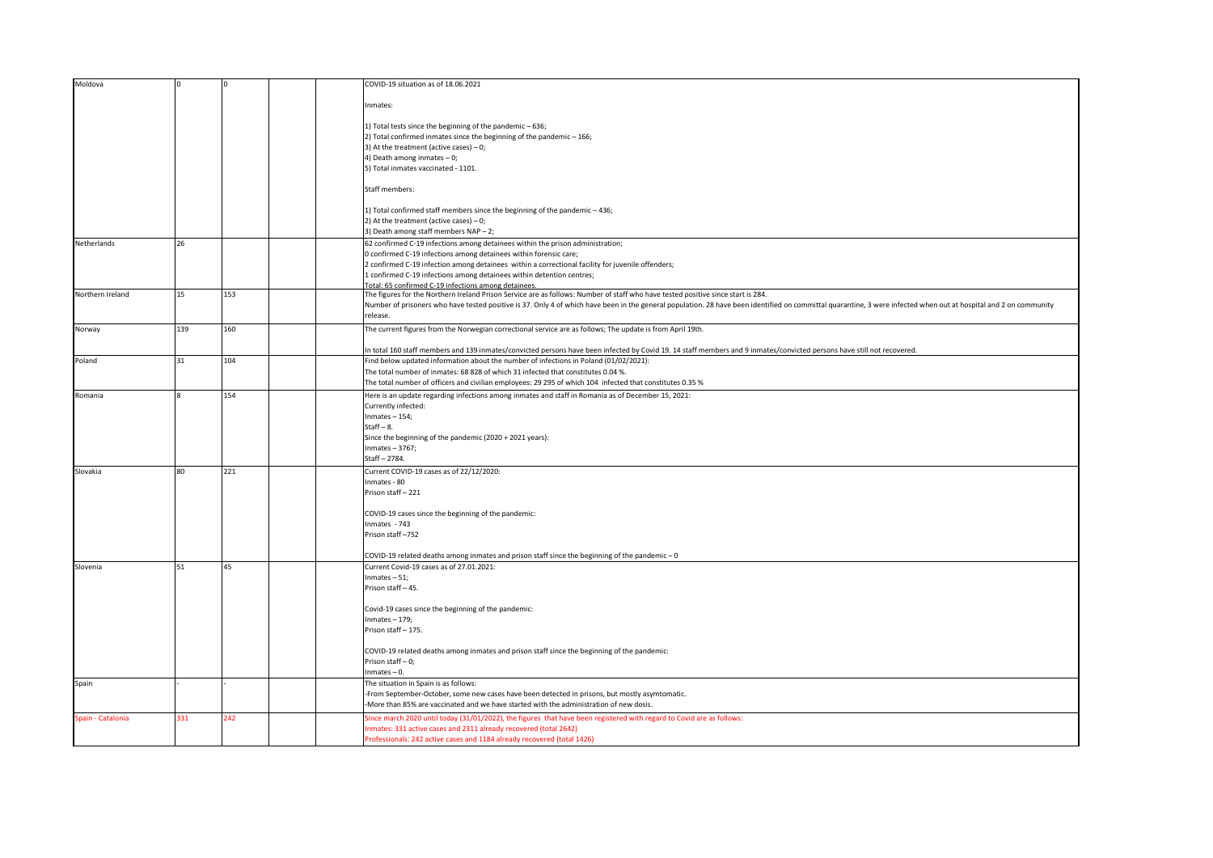| | | | | | |
|---|---|---|---|---|---|
| Moldova | 0 | 0 | | | COVID-19 situation as of 18.06.2021<br><br>Inmates:<br><br>1) Total tests since the beginning of the pandemic – 636;<br>2) Total confirmed inmates since the beginning of the pandemic – 166;<br>3) At the treatment (active cases) – 0;<br>4) Death among inmates – 0;<br>5) Total inmates vaccinated - 1101.<br><br>Staff members:<br><br>1) Total confirmed staff members since the beginning of the pandemic – 436;<br>2) At the treatment (active cases) – 0;<br>3) Death among staff members NAP – 2; |
| Netherlands | 26 | | | | 62 confirmed C-19 infections among detainees within the prison administration;<br>0 confirmed C-19 infections among detainees within forensic care;<br>2 confirmed C-19 infection among detainees within a correctional facility for juvenile offenders;<br>1 confirmed C-19 infections among detainees within detention centres;<br>Total: 65 confirmed C-19 infections among detainees. |
| Northern Ireland | 15 | 153 | | | The figures for the Northern Ireland Prison Service are as follows: Number of staff who have tested positive since start is 284.<br>Number of prisoners who have tested positive is 37. Only 4 of which have been in the general population. 28 have been identified on committal quarantine, 3 were infected when out at hospital and 2 on community release. |
| Norway | 139 | 160 | | | The current figures from the Norwegian correctional service are as follows; The update is from April 19th.<br><br>In total 160 staff members and 139 inmates/convicted persons have been infected by Covid 19. 14 staff members and 9 inmates/convicted persons have still not recovered. |
| Poland | 31 | 104 | | | Find below updated information about the number of infections in Poland (01/02/2021):<br>The total number of inmates: 68 828 of which 31 infected that constitutes 0.04 %.<br>The total number of officers and civilian employees: 29 295 of which 104 infected that constitutes 0.35 % |
| Romania | 8 | 154 | | | Here is an update regarding infections among inmates and staff in Romania as of December 15, 2021:<br>Currently infected:<br>Inmates – 154;<br>Staff – 8.<br>Since the beginning of the pandemic (2020 + 2021 years):<br>Inmates – 3767;<br>Staff – 2784. |
| Slovakia | 80 | 221 | | | Current COVID-19 cases as of 22/12/2020:<br>Inmates - 80<br>Prison staff – 221<br><br>COVID-19 cases since the beginning of the pandemic:<br>Inmates - 743<br>Prison staff –752<br><br>COVID-19 related deaths among inmates and prison staff since the beginning of the pandemic – 0 |
| Slovenia | 51 | 45 | | | Current Covid-19 cases as of 27.01.2021:<br>Inmates – 51;<br>Prison staff – 45.<br><br>Covid-19 cases since the beginning of the pandemic:<br>Inmates – 179;<br>Prison staff – 175.<br><br>COVID-19 related deaths among inmates and prison staff since the beginning of the pandemic:<br>Prison staff – 0;<br>Inmates – 0. |
| Spain | - | - | | | The situation in Spain is as follows:<br>-From September-October, some new cases have been detected in prisons, but mostly asymptomatic.<br>-More than 85% are vaccinated and we have started with the administration of new dosis. |
| Spain - Catalonia | 331 | 242 | | | Since march 2020 until today (31/01/2022), the figures that have been registered with regard to Covid are as follows:<br>Inmates: 331 active cases and 2311 already recovered (total 2642)<br>Professionals: 242 active cases and 1184 already recovered (total 1426) |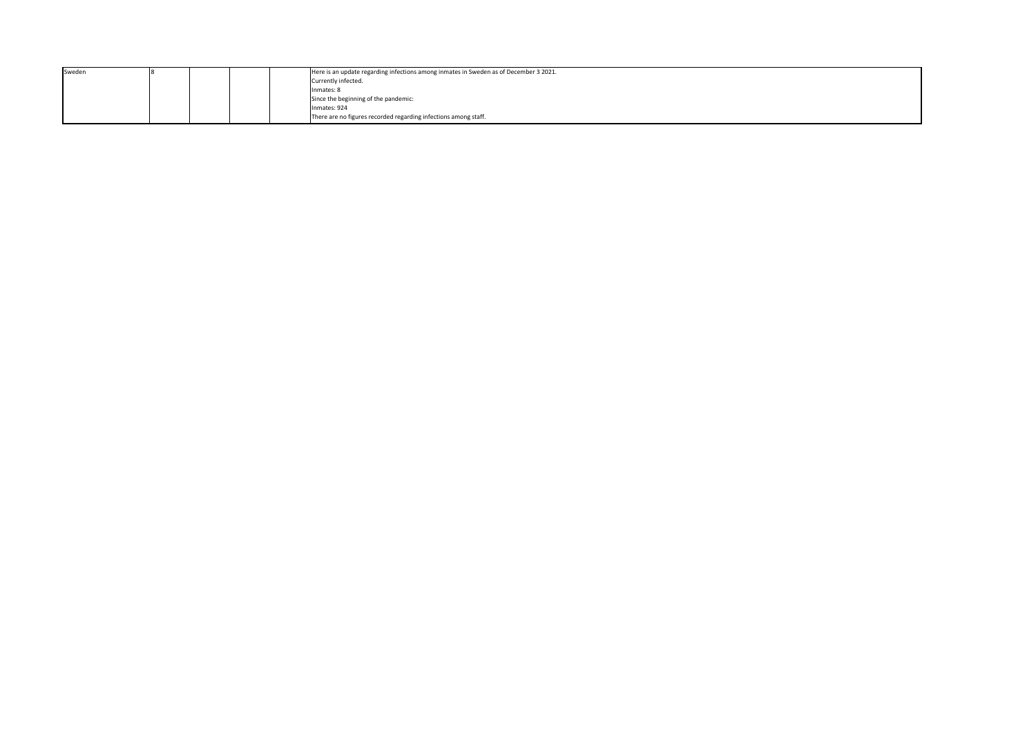| | | | | | |
|---|---|---|---|---|---|
| Sweden | 8 | | | | Here is an update regarding infections among inmates in Sweden as of December 3 2021.<br>Currently infected.<br>Inmates: 8<br>Since the beginning of the pandemic:<br>Inmates: 924<br>There are no figures recorded regarding infections among staff. |